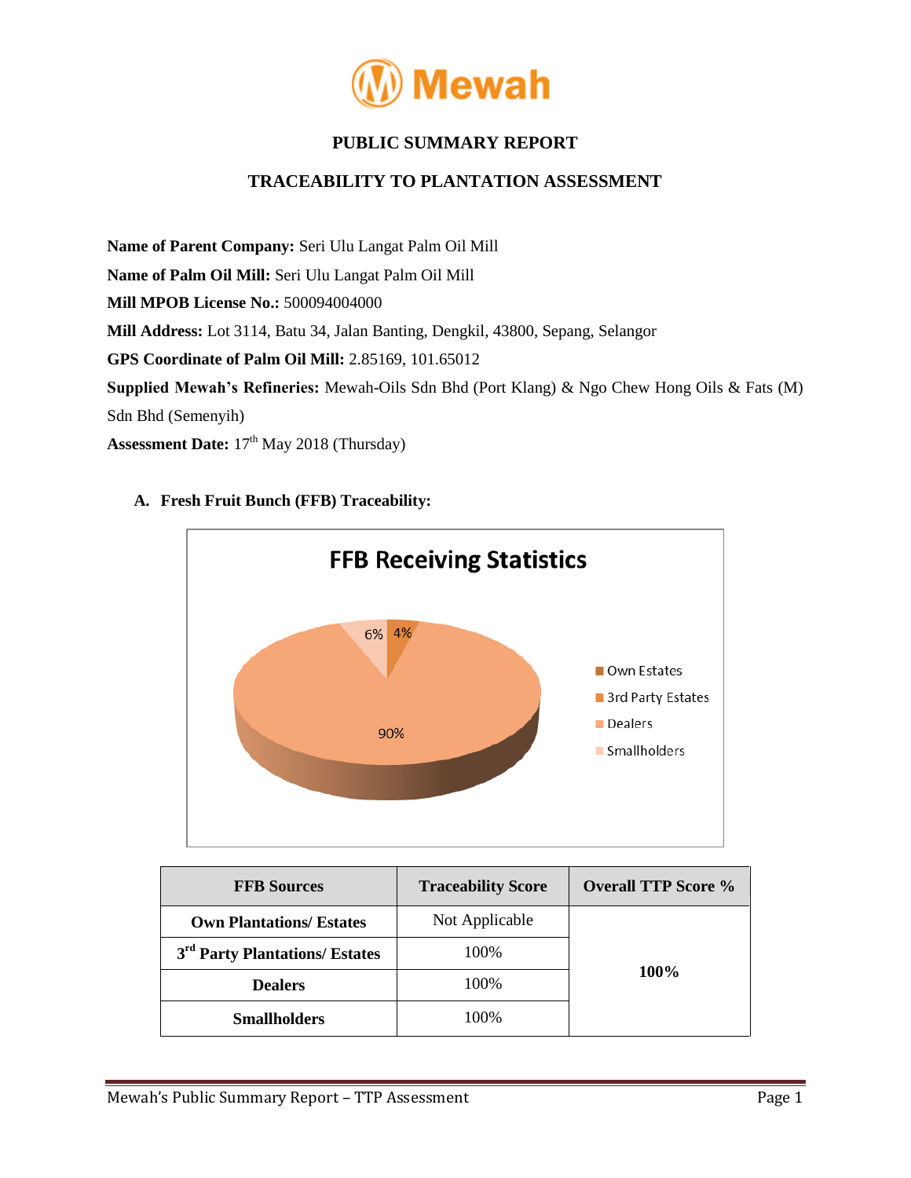# PUBLIC SUMMARY REPORT

## TRACEABILITY TO PLANTATION ASSESSMENT

**Name of Parent Company:** Seri Ulu Langat Palm Oil Mill

**Name of Palm Oil Mill:** Seri Ulu Langat Palm Oil Mill

**Mill MPOB License No.:** 500094004000

**Mill Address:** Lot 3114, Batu 34, Jalan Banting, Dengkil, 43800, Sepang, Selangor

**GPS Coordinate of Palm Oil Mill:** 2.85169, 101.65012

**Supplied Mewah's Refineries:** Mewah-Oils Sdn Bhd (Port Klang) & Ngo Chew Hong Oils & Fats (M) Sdn Bhd (Semenyih)

**Assessment Date:** 17th May 2018 (Thursday)

### A. Fresh Fruit Bunch (FFB) Traceability:

**FFB Receiving Statistics**

- Own Estates
- 3rd Party Estates: 4%
- Dealers: 90%
- Smallholders: 6%

| FFB Sources | Traceability Score | Overall TTP Score % |
|---|---|---|
| Own Plantations/ Estates | Not Applicable | 100% |
| 3rd Party Plantations/ Estates | 100% | |
| Dealers | 100% | |
| Smallholders | 100% | |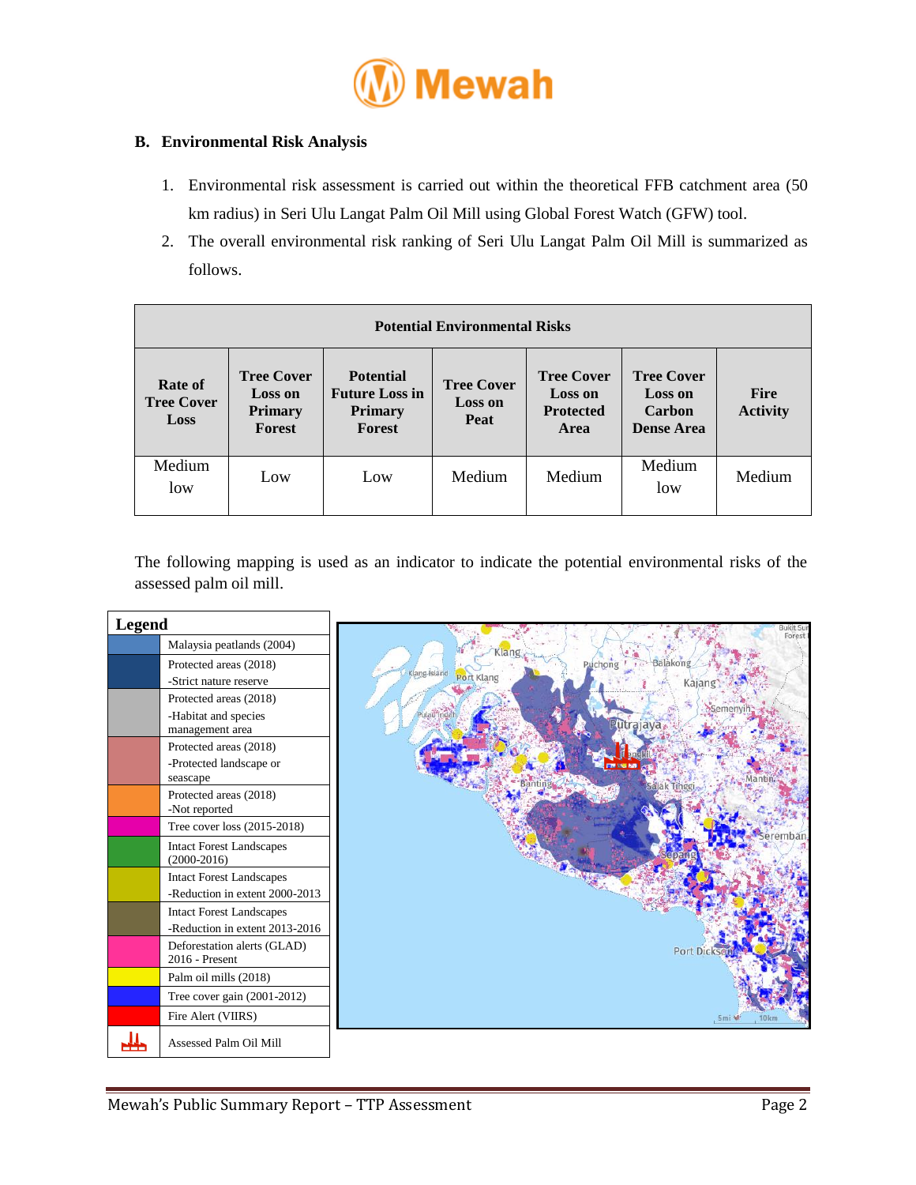## B. Environmental Risk Analysis

1. Environmental risk assessment is carried out within the theoretical FFB catchment area (50 km radius) in Seri Ulu Langat Palm Oil Mill using Global Forest Watch (GFW) tool.
2. The overall environmental risk ranking of Seri Ulu Langat Palm Oil Mill is summarized as follows.

| Potential Environmental Risks | | | | | | |
|---|---|---|---|---|---|---|
| **Rate of Tree Cover Loss** | **Tree Cover Loss on Primary Forest** | **Potential Future Loss in Primary Forest** | **Tree Cover Loss on Peat** | **Tree Cover Loss on Protected Area** | **Tree Cover Loss on Carbon Dense Area** | **Fire Activity** |
| Medium low | Low | Low | Medium | Medium | Medium low | Medium |

The following mapping is used as an indicator to indicate the potential environmental risks of the assessed palm oil mill.

| Legend | |
|---|---|
| | Malaysia peatlands (2004) |
| | Protected areas (2018) -Strict nature reserve |
| | Protected areas (2018) -Habitat and species management area |
| | Protected areas (2018) -Protected landscape or seascape |
| | Protected areas (2018) -Not reported |
| | Tree cover loss (2015-2018) |
| | Intact Forest Landscapes (2000-2016) |
| | Intact Forest Landscapes -Reduction in extent 2000-2013 |
| | Intact Forest Landscapes -Reduction in extent 2013-2016 |
| | Deforestation alerts (GLAD) 2016 - Present |
| | Palm oil mills (2018) |
| | Tree cover gain (2001-2012) |
| | Fire Alert (VIIRS) |
| | Assessed Palm Oil Mill |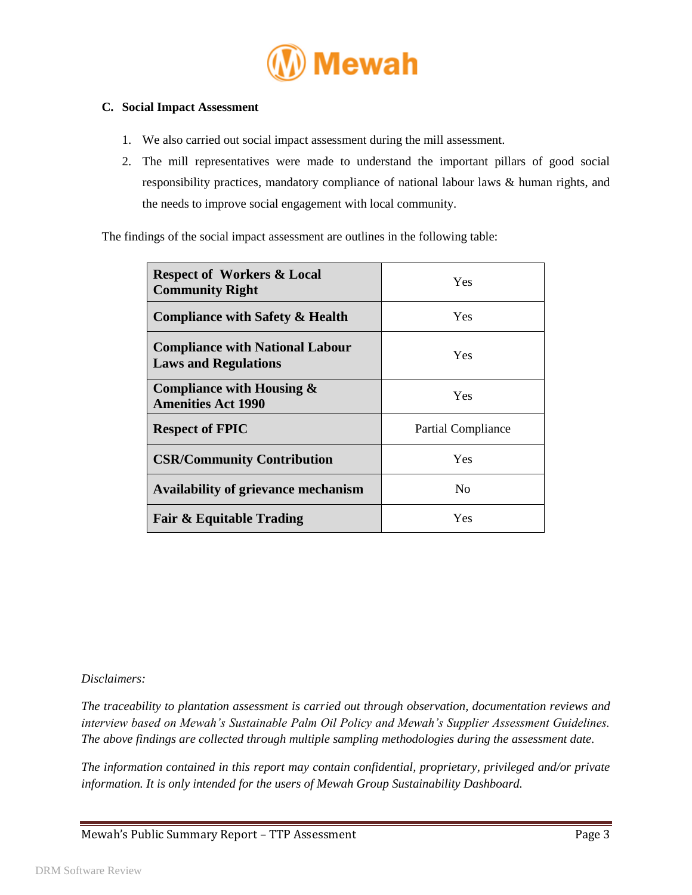### C. Social Impact Assessment

1. We also carried out social impact assessment during the mill assessment.
2. The mill representatives were made to understand the important pillars of good social responsibility practices, mandatory compliance of national labour laws & human rights, and the needs to improve social engagement with local community.

The findings of the social impact assessment are outlines in the following table:

| | |
|---|---|
| **Respect of Workers & Local Community Right** | Yes |
| **Compliance with Safety & Health** | Yes |
| **Compliance with National Labour Laws and Regulations** | Yes |
| **Compliance with Housing & Amenities Act 1990** | Yes |
| **Respect of FPIC** | Partial Compliance |
| **CSR/Community Contribution** | Yes |
| **Availability of grievance mechanism** | No |
| **Fair & Equitable Trading** | Yes |

*Disclaimers:*

*The traceability to plantation assessment is carried out through observation, documentation reviews and interview based on Mewah's Sustainable Palm Oil Policy and Mewah's Supplier Assessment Guidelines. The above findings are collected through multiple sampling methodologies during the assessment date.*

*The information contained in this report may contain confidential, proprietary, privileged and/or private information. It is only intended for the users of Mewah Group Sustainability Dashboard.*